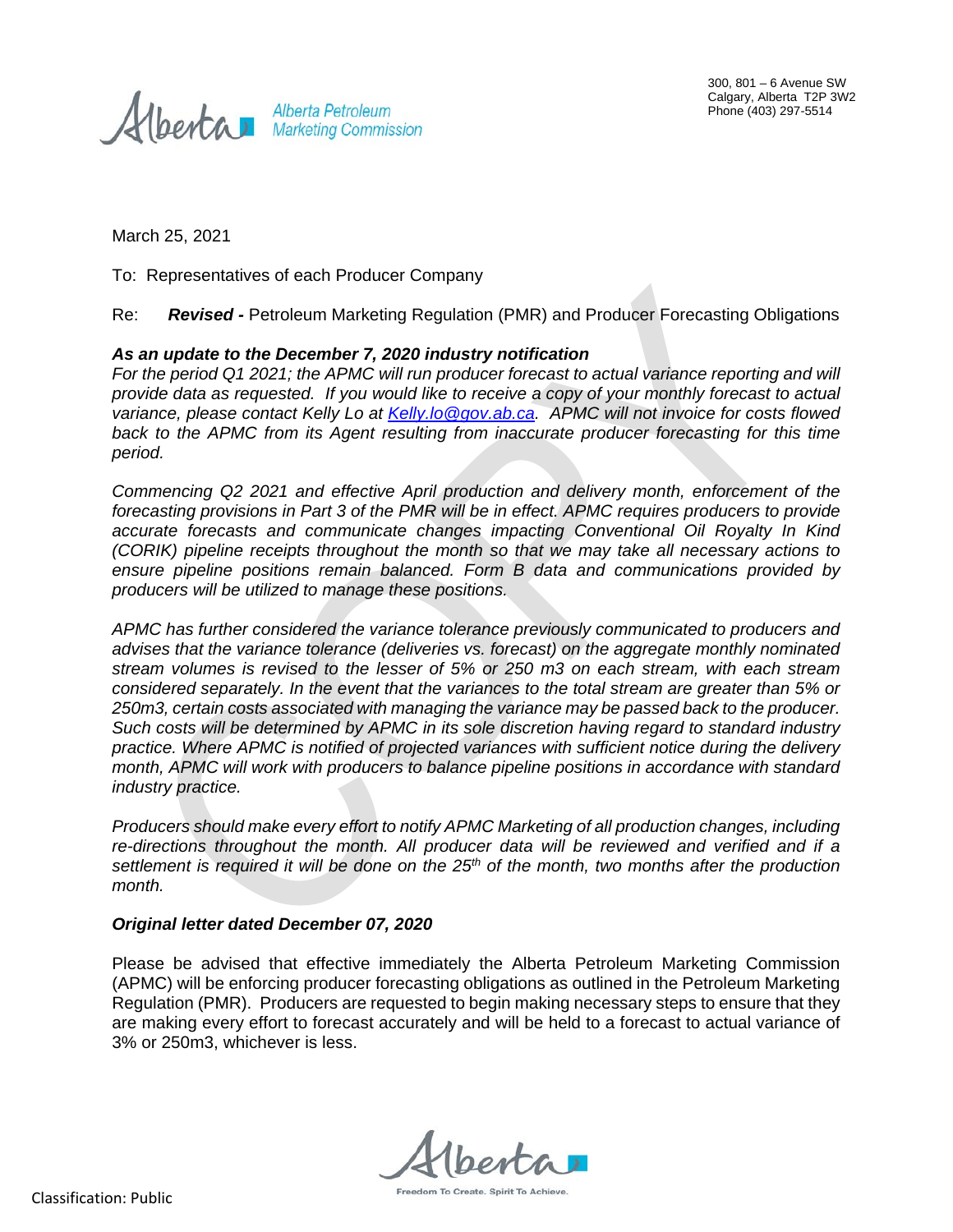Alberta Petroleum Marketing Commission

300, 801 – 6 Avenue SW
Calgary, Alberta T2P 3W2
Phone (403) 297-5514

March 25, 2021

To: Representatives of each Producer Company

Re: ***Revised -*** Petroleum Marketing Regulation (PMR) and Producer Forecasting Obligations

***As an update to the December 7, 2020 industry notification***

*For the period Q1 2021; the APMC will run producer forecast to actual variance reporting and will provide data as requested. If you would like to receive a copy of your monthly forecast to actual variance, please contact Kelly Lo at [Kelly.lo@gov.ab.ca](mailto:Kelly.lo@gov.ab.ca). APMC will not invoice for costs flowed back to the APMC from its Agent resulting from inaccurate producer forecasting for this time period.*

*Commencing Q2 2021 and effective April production and delivery month, enforcement of the forecasting provisions in Part 3 of the PMR will be in effect. APMC requires producers to provide accurate forecasts and communicate changes impacting Conventional Oil Royalty In Kind (CORIK) pipeline receipts throughout the month so that we may take all necessary actions to ensure pipeline positions remain balanced. Form B data and communications provided by producers will be utilized to manage these positions.*

*APMC has further considered the variance tolerance previously communicated to producers and advises that the variance tolerance (deliveries vs. forecast) on the aggregate monthly nominated stream volumes is revised to the lesser of 5% or 250 m3 on each stream, with each stream considered separately. In the event that the variances to the total stream are greater than 5% or 250m3, certain costs associated with managing the variance may be passed back to the producer. Such costs will be determined by APMC in its sole discretion having regard to standard industry practice. Where APMC is notified of projected variances with sufficient notice during the delivery month, APMC will work with producers to balance pipeline positions in accordance with standard industry practice.*

*Producers should make every effort to notify APMC Marketing of all production changes, including re-directions throughout the month. All producer data will be reviewed and verified and if a settlement is required it will be done on the 25th of the month, two months after the production month.*

***Original letter dated December 07, 2020***

Please be advised that effective immediately the Alberta Petroleum Marketing Commission (APMC) will be enforcing producer forecasting obligations as outlined in the Petroleum Marketing Regulation (PMR). Producers are requested to begin making necessary steps to ensure that they are making every effort to forecast accurately and will be held to a forecast to actual variance of 3% or 250m3, whichever is less.

Classification: Public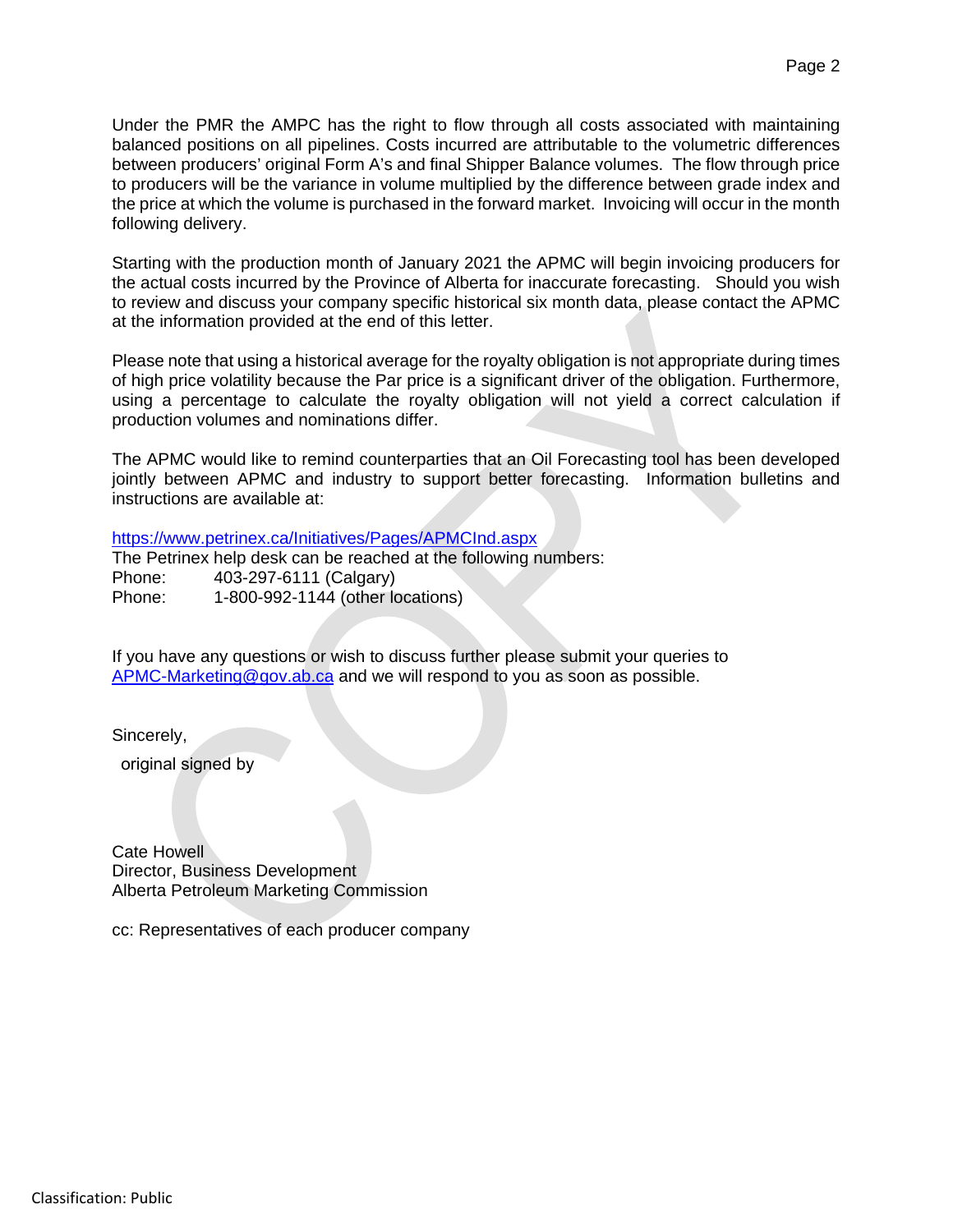Under the PMR the AMPC has the right to flow through all costs associated with maintaining balanced positions on all pipelines. Costs incurred are attributable to the volumetric differences between producers' original Form A's and final Shipper Balance volumes. The flow through price to producers will be the variance in volume multiplied by the difference between grade index and the price at which the volume is purchased in the forward market. Invoicing will occur in the month following delivery.

Starting with the production month of January 2021 the APMC will begin invoicing producers for the actual costs incurred by the Province of Alberta for inaccurate forecasting. Should you wish to review and discuss your company specific historical six month data, please contact the APMC at the information provided at the end of this letter.

Please note that using a historical average for the royalty obligation is not appropriate during times of high price volatility because the Par price is a significant driver of the obligation. Furthermore, using a percentage to calculate the royalty obligation will not yield a correct calculation if production volumes and nominations differ.

The APMC would like to remind counterparties that an Oil Forecasting tool has been developed jointly between APMC and industry to support better forecasting. Information bulletins and instructions are available at:

https://www.petrinex.ca/Initiatives/Pages/APMCInd.aspx
The Petrinex help desk can be reached at the following numbers:
Phone: 403-297-6111 (Calgary)
Phone: 1-800-992-1144 (other locations)

If you have any questions or wish to discuss further please submit your queries to APMC-Marketing@gov.ab.ca and we will respond to you as soon as possible.

Sincerely,

original signed by

Cate Howell
Director, Business Development
Alberta Petroleum Marketing Commission

cc: Representatives of each producer company

Classification: Public